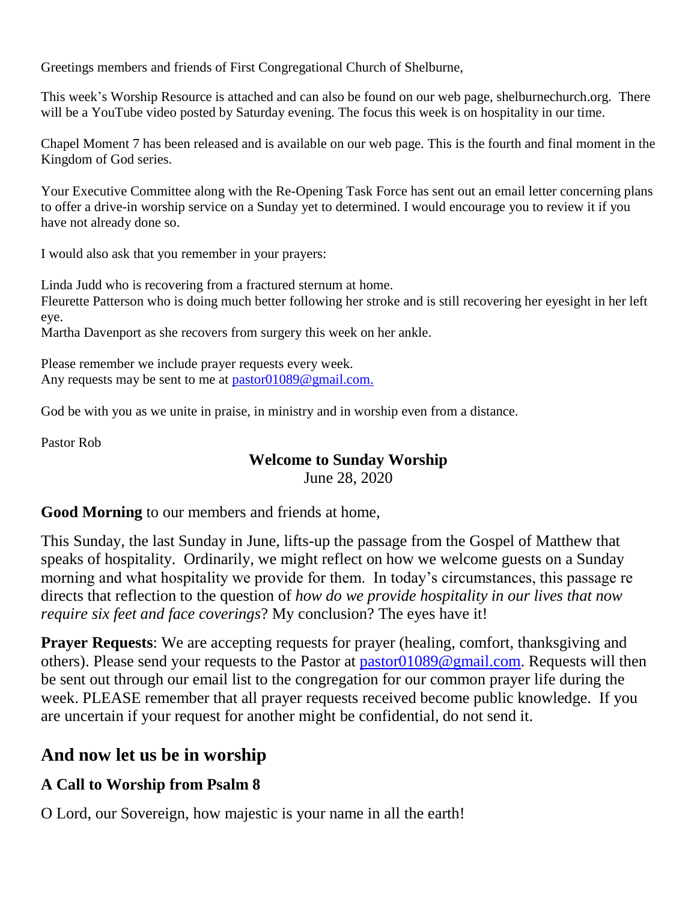Greetings members and friends of First Congregational Church of Shelburne,

This week's Worship Resource is attached and can also be found on our web page, shelburnechurch.org. There will be a YouTube video posted by Saturday evening. The focus this week is on hospitality in our time.

Chapel Moment 7 has been released and is available on our web page. This is the fourth and final moment in the Kingdom of God series.

Your Executive Committee along with the Re-Opening Task Force has sent out an email letter concerning plans to offer a drive-in worship service on a Sunday yet to determined. I would encourage you to review it if you have not already done so.

I would also ask that you remember in your prayers:

Linda Judd who is recovering from a fractured sternum at home.
Fleurette Patterson who is doing much better following her stroke and is still recovering her eyesight in her left eye.
Martha Davenport as she recovers from surgery this week on her ankle.

Please remember we include prayer requests every week.
Any requests may be sent to me at pastor01089@gmail.com.

God be with you as we unite in praise, in ministry and in worship even from a distance.

Pastor Rob

**Welcome to Sunday Worship**
June 28, 2020

**Good Morning** to our members and friends at home,

This Sunday, the last Sunday in June, lifts-up the passage from the Gospel of Matthew that speaks of hospitality. Ordinarily, we might reflect on how we welcome guests on a Sunday morning and what hospitality we provide for them. In today's circumstances, this passage re directs that reflection to the question of *how do we provide hospitality in our lives that now require six feet and face coverings*? My conclusion? The eyes have it!

**Prayer Requests**: We are accepting requests for prayer (healing, comfort, thanksgiving and others). Please send your requests to the Pastor at pastor01089@gmail.com. Requests will then be sent out through our email list to the congregation for our common prayer life during the week. PLEASE remember that all prayer requests received become public knowledge. If you are uncertain if your request for another might be confidential, do not send it.

## And now let us be in worship

### A Call to Worship from Psalm 8

O Lord, our Sovereign, how majestic is your name in all the earth!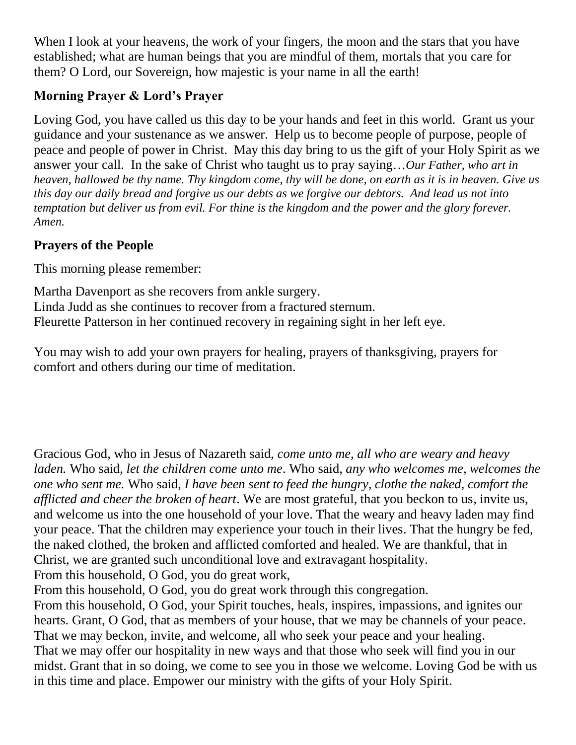When I look at your heavens, the work of your fingers, the moon and the stars that you have established; what are human beings that you are mindful of them, mortals that you care for them? O Lord, our Sovereign, how majestic is your name in all the earth!

**Morning Prayer & Lord's Prayer**

Loving God, you have called us this day to be your hands and feet in this world. Grant us your guidance and your sustenance as we answer. Help us to become people of purpose, people of peace and people of power in Christ. May this day bring to us the gift of your Holy Spirit as we answer your call. In the sake of Christ who taught us to pray saying…*Our Father, who art in heaven, hallowed be thy name. Thy kingdom come, thy will be done, on earth as it is in heaven. Give us this day our daily bread and forgive us our debts as we forgive our debtors. And lead us not into temptation but deliver us from evil. For thine is the kingdom and the power and the glory forever. Amen.*

**Prayers of the People**

This morning please remember:

Martha Davenport as she recovers from ankle surgery.
Linda Judd as she continues to recover from a fractured sternum.
Fleurette Patterson in her continued recovery in regaining sight in her left eye.

You may wish to add your own prayers for healing, prayers of thanksgiving, prayers for comfort and others during our time of meditation.

Gracious God, who in Jesus of Nazareth said, *come unto me, all who are weary and heavy laden.* Who said, *let the children come unto me*. Who said, *any who welcomes me, welcomes the one who sent me.* Who said, *I have been sent to feed the hungry, clothe the naked, comfort the afflicted and cheer the broken of heart*. We are most grateful, that you beckon to us, invite us, and welcome us into the one household of your love. That the weary and heavy laden may find your peace. That the children may experience your touch in their lives. That the hungry be fed, the naked clothed, the broken and afflicted comforted and healed. We are thankful, that in Christ, we are granted such unconditional love and extravagant hospitality.
From this household, O God, you do great work,
From this household, O God, you do great work through this congregation.
From this household, O God, your Spirit touches, heals, inspires, impassions, and ignites our hearts. Grant, O God, that as members of your house, that we may be channels of your peace.
That we may beckon, invite, and welcome, all who seek your peace and your healing.
That we may offer our hospitality in new ways and that those who seek will find you in our midst. Grant that in so doing, we come to see you in those we welcome. Loving God be with us in this time and place. Empower our ministry with the gifts of your Holy Spirit.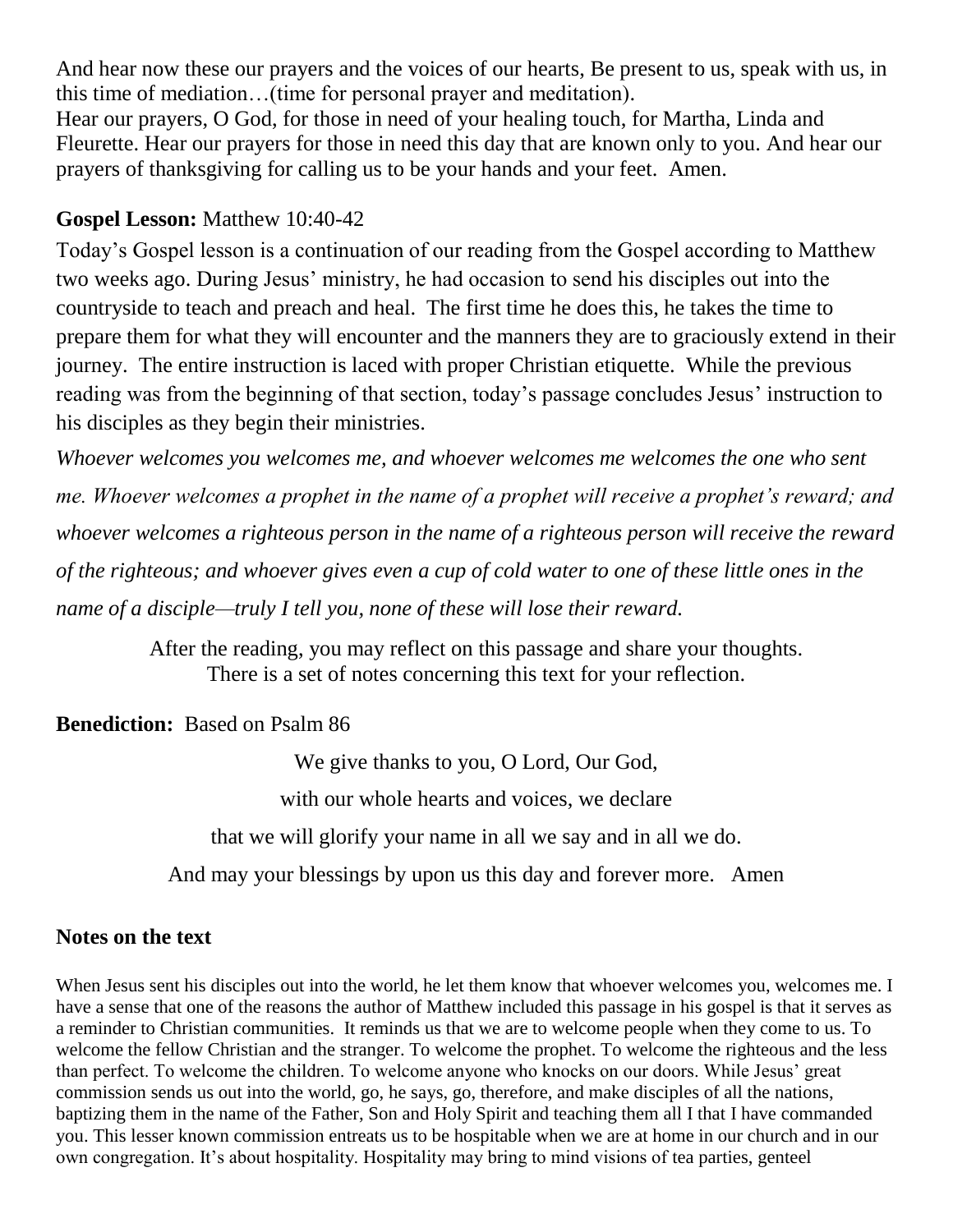And hear now these our prayers and the voices of our hearts, Be present to us, speak with us, in this time of mediation…(time for personal prayer and meditation).
Hear our prayers, O God, for those in need of your healing touch, for Martha, Linda and Fleurette. Hear our prayers for those in need this day that are known only to you. And hear our prayers of thanksgiving for calling us to be your hands and your feet. Amen.

**Gospel Lesson:** Matthew 10:40-42

Today's Gospel lesson is a continuation of our reading from the Gospel according to Matthew two weeks ago. During Jesus' ministry, he had occasion to send his disciples out into the countryside to teach and preach and heal. The first time he does this, he takes the time to prepare them for what they will encounter and the manners they are to graciously extend in their journey. The entire instruction is laced with proper Christian etiquette. While the previous reading was from the beginning of that section, today's passage concludes Jesus' instruction to his disciples as they begin their ministries.

*Whoever welcomes you welcomes me, and whoever welcomes me welcomes the one who sent me. Whoever welcomes a prophet in the name of a prophet will receive a prophet's reward; and whoever welcomes a righteous person in the name of a righteous person will receive the reward of the righteous; and whoever gives even a cup of cold water to one of these little ones in the name of a disciple—truly I tell you, none of these will lose their reward.*

After the reading, you may reflect on this passage and share your thoughts.
There is a set of notes concerning this text for your reflection.

**Benediction:** Based on Psalm 86

We give thanks to you, O Lord, Our God,
with our whole hearts and voices, we declare
that we will glorify your name in all we say and in all we do.
And may your blessings by upon us this day and forever more. Amen

## Notes on the text

When Jesus sent his disciples out into the world, he let them know that whoever welcomes you, welcomes me. I have a sense that one of the reasons the author of Matthew included this passage in his gospel is that it serves as a reminder to Christian communities. It reminds us that we are to welcome people when they come to us. To welcome the fellow Christian and the stranger. To welcome the prophet. To welcome the righteous and the less than perfect. To welcome the children. To welcome anyone who knocks on our doors. While Jesus' great commission sends us out into the world, go, he says, go, therefore, and make disciples of all the nations, baptizing them in the name of the Father, Son and Holy Spirit and teaching them all I that I have commanded you. This lesser known commission entreats us to be hospitable when we are at home in our church and in our own congregation. It's about hospitality. Hospitality may bring to mind visions of tea parties, genteel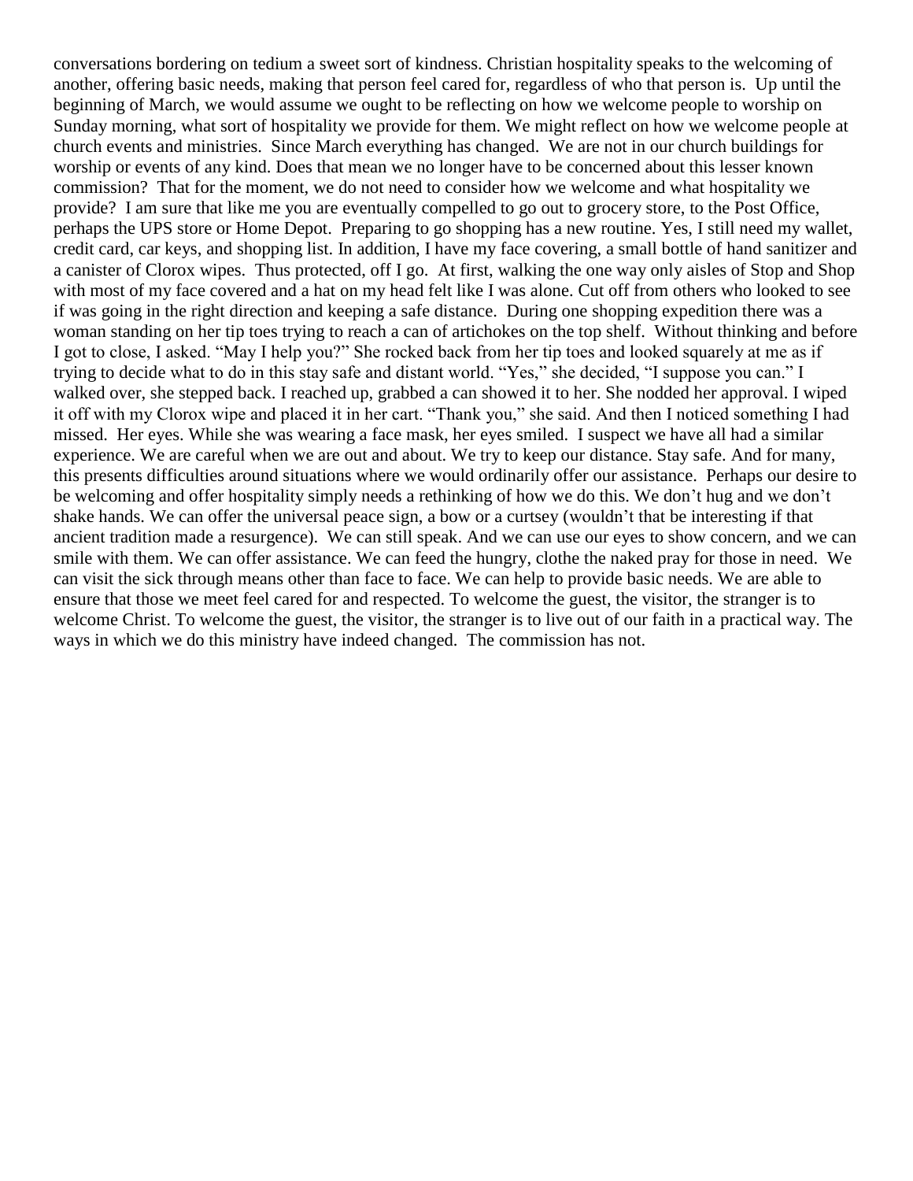conversations bordering on tedium a sweet sort of kindness. Christian hospitality speaks to the welcoming of another, offering basic needs, making that person feel cared for, regardless of who that person is. Up until the beginning of March, we would assume we ought to be reflecting on how we welcome people to worship on Sunday morning, what sort of hospitality we provide for them. We might reflect on how we welcome people at church events and ministries. Since March everything has changed. We are not in our church buildings for worship or events of any kind. Does that mean we no longer have to be concerned about this lesser known commission? That for the moment, we do not need to consider how we welcome and what hospitality we provide? I am sure that like me you are eventually compelled to go out to grocery store, to the Post Office, perhaps the UPS store or Home Depot. Preparing to go shopping has a new routine. Yes, I still need my wallet, credit card, car keys, and shopping list. In addition, I have my face covering, a small bottle of hand sanitizer and a canister of Clorox wipes. Thus protected, off I go. At first, walking the one way only aisles of Stop and Shop with most of my face covered and a hat on my head felt like I was alone. Cut off from others who looked to see if was going in the right direction and keeping a safe distance. During one shopping expedition there was a woman standing on her tip toes trying to reach a can of artichokes on the top shelf. Without thinking and before I got to close, I asked. "May I help you?" She rocked back from her tip toes and looked squarely at me as if trying to decide what to do in this stay safe and distant world. "Yes," she decided, "I suppose you can." I walked over, she stepped back. I reached up, grabbed a can showed it to her. She nodded her approval. I wiped it off with my Clorox wipe and placed it in her cart. "Thank you," she said. And then I noticed something I had missed. Her eyes. While she was wearing a face mask, her eyes smiled. I suspect we have all had a similar experience. We are careful when we are out and about. We try to keep our distance. Stay safe. And for many, this presents difficulties around situations where we would ordinarily offer our assistance. Perhaps our desire to be welcoming and offer hospitality simply needs a rethinking of how we do this. We don't hug and we don't shake hands. We can offer the universal peace sign, a bow or a curtsey (wouldn't that be interesting if that ancient tradition made a resurgence). We can still speak. And we can use our eyes to show concern, and we can smile with them. We can offer assistance. We can feed the hungry, clothe the naked pray for those in need. We can visit the sick through means other than face to face. We can help to provide basic needs. We are able to ensure that those we meet feel cared for and respected. To welcome the guest, the visitor, the stranger is to welcome Christ. To welcome the guest, the visitor, the stranger is to live out of our faith in a practical way. The ways in which we do this ministry have indeed changed. The commission has not.